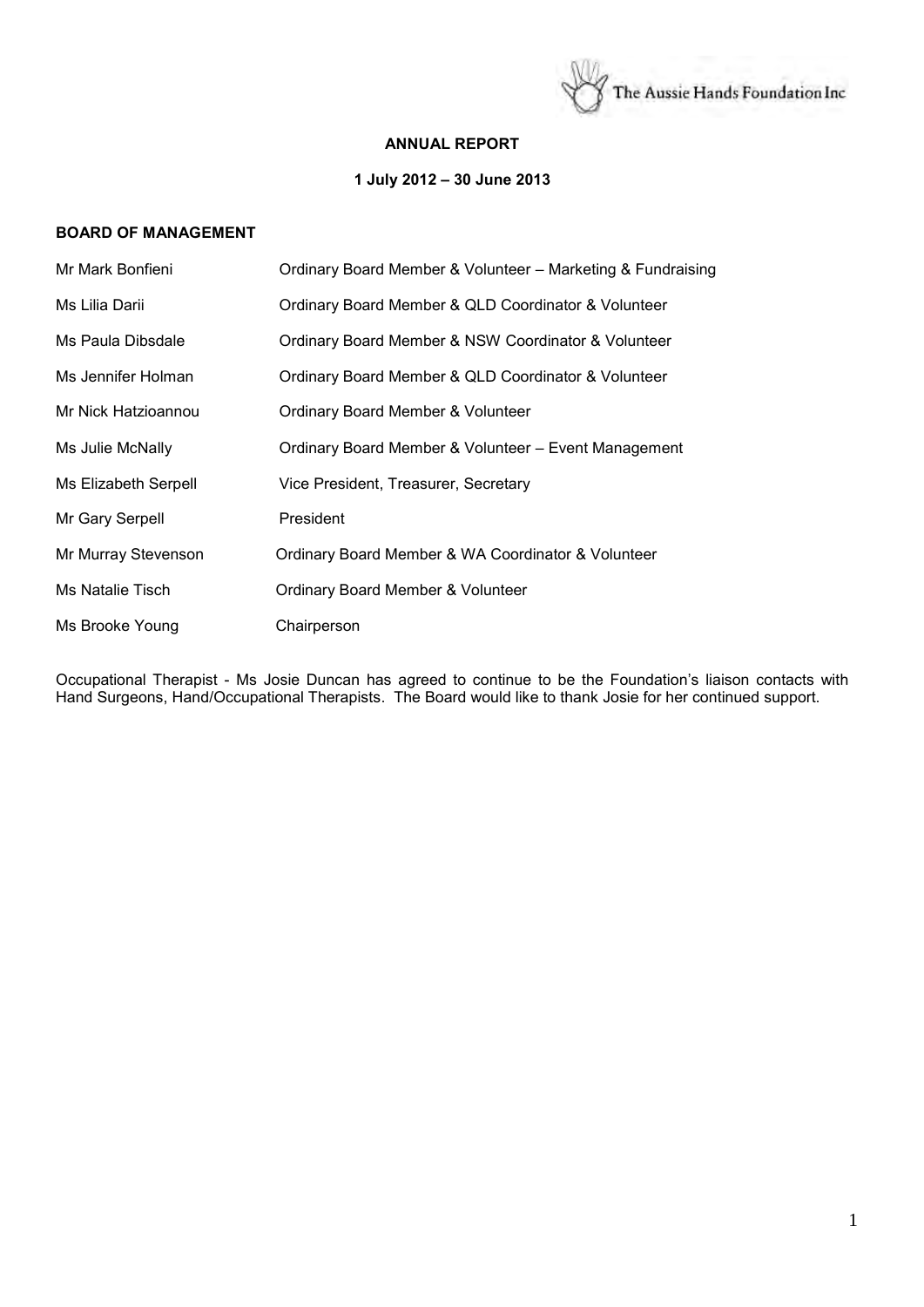The Aussie Hands Foundation Inc

# ANNUAL REPORT

## 1 July 2012 – 30 June 2013

### BOARD OF MANAGEMENT

| | |
|---|---|
| Mr Mark Bonfieni | Ordinary Board Member & Volunteer – Marketing & Fundraising |
| Ms Lilia Darii | Ordinary Board Member & QLD Coordinator & Volunteer |
| Ms Paula Dibsdale | Ordinary Board Member & NSW Coordinator & Volunteer |
| Ms Jennifer Holman | Ordinary Board Member & QLD Coordinator & Volunteer |
| Mr Nick Hatzioannou | Ordinary Board Member & Volunteer |
| Ms Julie McNally | Ordinary Board Member & Volunteer – Event Management |
| Ms Elizabeth Serpell | Vice President, Treasurer, Secretary |
| Mr Gary Serpell | President |
| Mr Murray Stevenson | Ordinary Board Member & WA Coordinator & Volunteer |
| Ms Natalie Tisch | Ordinary Board Member & Volunteer |
| Ms Brooke Young | Chairperson |

Occupational Therapist - Ms Josie Duncan has agreed to continue to be the Foundation's liaison contacts with Hand Surgeons, Hand/Occupational Therapists. The Board would like to thank Josie for her continued support.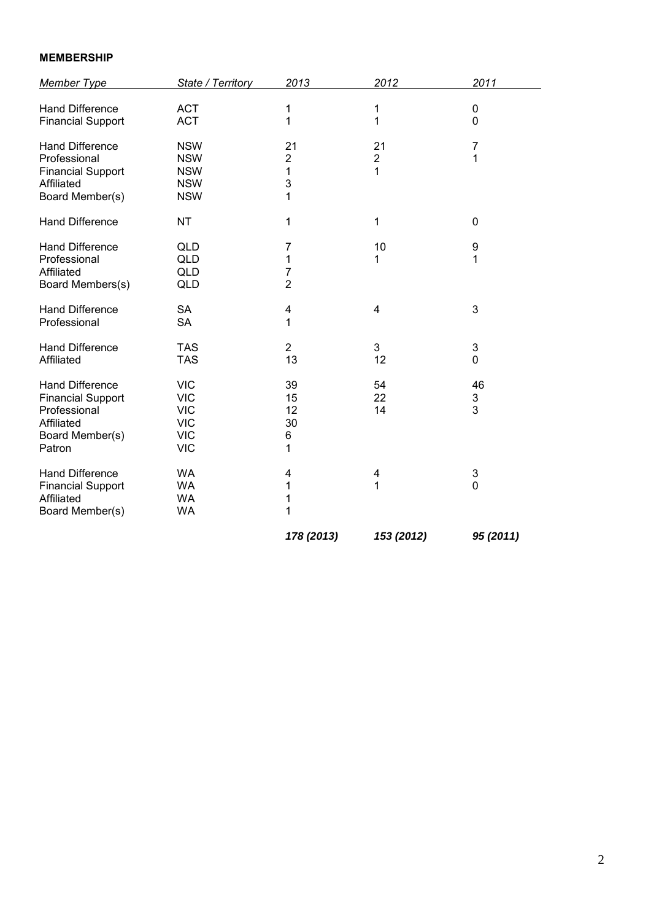**MEMBERSHIP**

| *Member Type* | *State / Territory* | *2013* | *2012* | *2011* |
|---|---|---|---|---|
| Hand Difference | ACT | 1 | 1 | 0 |
| Financial Support | ACT | 1 | 1 | 0 |
| Hand Difference | NSW | 21 | 21 | 7 |
| Professional | NSW | 2 | 2 | 1 |
| Financial Support | NSW | 1 | 1 | |
| Affiliated | NSW | 3 | | |
| Board Member(s) | NSW | 1 | | |
| Hand Difference | NT | 1 | 1 | 0 |
| Hand Difference | QLD | 7 | 10 | 9 |
| Professional | QLD | 1 | 1 | 1 |
| Affiliated | QLD | 7 | | |
| Board Members(s) | QLD | 2 | | |
| Hand Difference | SA | 4 | 4 | 3 |
| Professional | SA | 1 | | |
| Hand Difference | TAS | 2 | 3 | 3 |
| Affiliated | TAS | 13 | 12 | 0 |
| Hand Difference | VIC | 39 | 54 | 46 |
| Financial Support | VIC | 15 | 22 | 3 |
| Professional | VIC | 12 | 14 | 3 |
| Affiliated | VIC | 30 | | |
| Board Member(s) | VIC | 6 | | |
| Patron | VIC | 1 | | |
| Hand Difference | WA | 4 | 4 | 3 |
| Financial Support | WA | 1 | 1 | 0 |
| Affiliated | WA | 1 | | |
| Board Member(s) | WA | 1 | | |
| | | ***178 (2013)*** | ***153 (2012)*** | ***95 (2011)*** |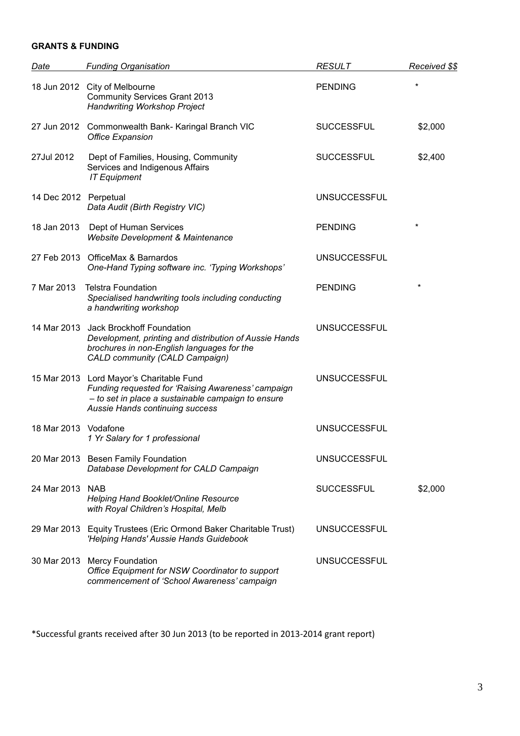**GRANTS & FUNDING**

| *Date* | *Funding Organisation* | *RESULT* | *Received $$* |
|---|---|---|---|
| 18 Jun 2012 | City of Melbourne<br>Community Services Grant 2013<br>*Handwriting Workshop Project* | PENDING | * |
| 27 Jun 2012 | Commonwealth Bank- Karingal Branch VIC<br>*Office Expansion* | SUCCESSFUL | $2,000 |
| 27Jul 2012 | Dept of Families, Housing, Community Services and Indigenous Affairs<br>*IT Equipment* | SUCCESSFUL | $2,400 |
| 14 Dec 2012 | Perpetual<br>*Data Audit (Birth Registry VIC)* | UNSUCCESSFUL | |
| 18 Jan 2013 | Dept of Human Services<br>*Website Development & Maintenance* | PENDING | * |
| 27 Feb 2013 | OfficeMax & Barnardos<br>*One-Hand Typing software inc. 'Typing Workshops'* | UNSUCCESSFUL | |
| 7 Mar 2013 | Telstra Foundation<br>*Specialised handwriting tools including conducting a handwriting workshop* | PENDING | * |
| 14 Mar 2013 | Jack Brockhoff Foundation<br>*Development, printing and distribution of Aussie Hands brochures in non-English languages for the CALD community (CALD Campaign)* | UNSUCCESSFUL | |
| 15 Mar 2013 | Lord Mayor's Charitable Fund<br>*Funding requested for 'Raising Awareness' campaign – to set in place a sustainable campaign to ensure Aussie Hands continuing success* | UNSUCCESSFUL | |
| 18 Mar 2013 | Vodafone<br>*1 Yr Salary for 1 professional* | UNSUCCESSFUL | |
| 20 Mar 2013 | Besen Family Foundation<br>*Database Development for CALD Campaign* | UNSUCCESSFUL | |
| 24 Mar 2013 | NAB<br>*Helping Hand Booklet/Online Resource with Royal Children's Hospital, Melb* | SUCCESSFUL | $2,000 |
| 29 Mar 2013 | Equity Trustees (Eric Ormond Baker Charitable Trust)<br>*'Helping Hands' Aussie Hands Guidebook* | UNSUCCESSFUL | |
| 30 Mar 2013 | Mercy Foundation<br>*Office Equipment for NSW Coordinator to support commencement of 'School Awareness' campaign* | UNSUCCESSFUL | |

*Successful grants received after 30 Jun 2013 (to be reported in 2013-2014 grant report)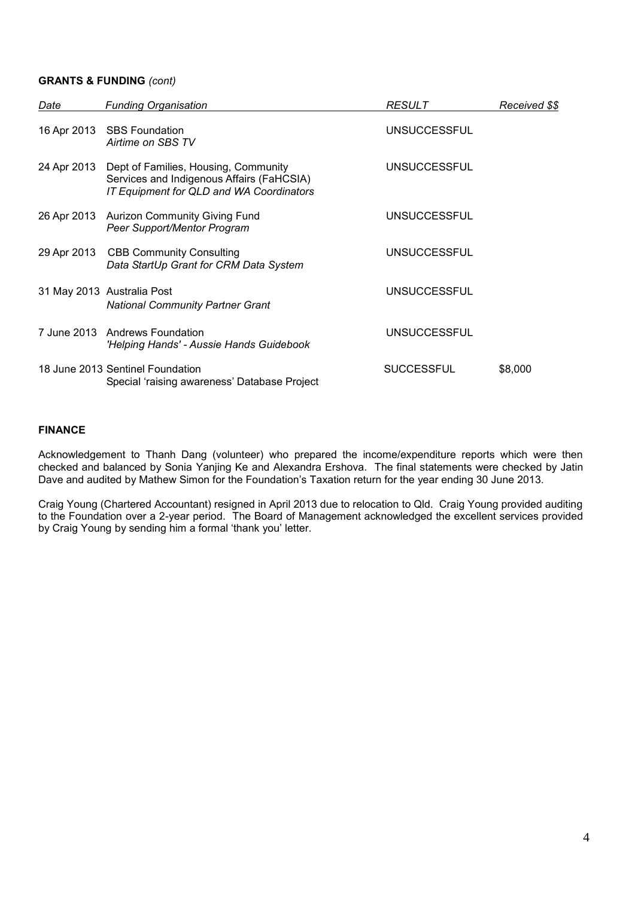**GRANTS & FUNDING** *(cont)*

| *Date* | *Funding Organisation* | *RESULT* | *Received $$* |
|---|---|---|---|
| 16 Apr 2013 | SBS Foundation<br>*Airtime on SBS TV* | UNSUCCESSFUL | |
| 24 Apr 2013 | Dept of Families, Housing, Community Services and Indigenous Affairs (FaHCSIA)<br>*IT Equipment for QLD and WA Coordinators* | UNSUCCESSFUL | |
| 26 Apr 2013 | Aurizon Community Giving Fund<br>*Peer Support/Mentor Program* | UNSUCCESSFUL | |
| 29 Apr 2013 | CBB Community Consulting<br>*Data StartUp Grant for CRM Data System* | UNSUCCESSFUL | |
| 31 May 2013 | Australia Post<br>*National Community Partner Grant* | UNSUCCESSFUL | |
| 7 June 2013 | Andrews Foundation<br>*'Helping Hands' - Aussie Hands Guidebook* | UNSUCCESSFUL | |
| 18 June 2013 | Sentinel Foundation<br>Special 'raising awareness' Database Project | SUCCESSFUL | $8,000 |

**FINANCE**

Acknowledgement to Thanh Dang (volunteer) who prepared the income/expenditure reports which were then checked and balanced by Sonia Yanjing Ke and Alexandra Ershova. The final statements were checked by Jatin Dave and audited by Mathew Simon for the Foundation's Taxation return for the year ending 30 June 2013.

Craig Young (Chartered Accountant) resigned in April 2013 due to relocation to Qld. Craig Young provided auditing to the Foundation over a 2-year period. The Board of Management acknowledged the excellent services provided by Craig Young by sending him a formal 'thank you' letter.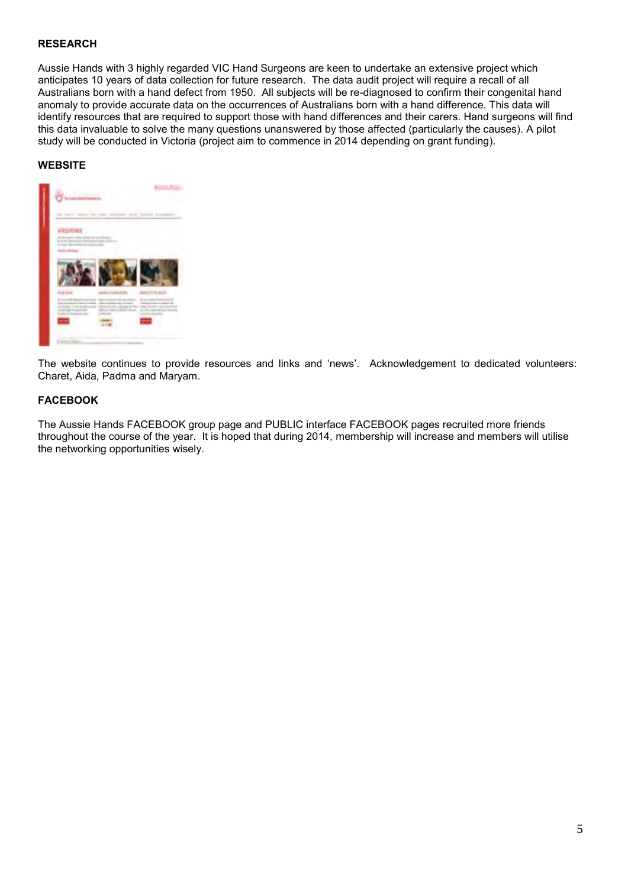**RESEARCH**

Aussie Hands with 3 highly regarded VIC Hand Surgeons are keen to undertake an extensive project which anticipates 10 years of data collection for future research. The data audit project will require a recall of all Australians born with a hand defect from 1950. All subjects will be re-diagnosed to confirm their congenital hand anomaly to provide accurate data on the occurrences of Australians born with a hand difference. This data will identify resources that are required to support those with hand differences and their carers. Hand surgeons will find this data invaluable to solve the many questions unanswered by those affected (particularly the causes). A pilot study will be conducted in Victoria (project aim to commence in 2014 depending on grant funding).

**WEBSITE**

The website continues to provide resources and links and 'news'. Acknowledgement to dedicated volunteers: Charet, Aida, Padma and Maryam.

**FACEBOOK**

The Aussie Hands FACEBOOK group page and PUBLIC interface FACEBOOK pages recruited more friends throughout the course of the year. It is hoped that during 2014, membership will increase and members will utilise the networking opportunities wisely.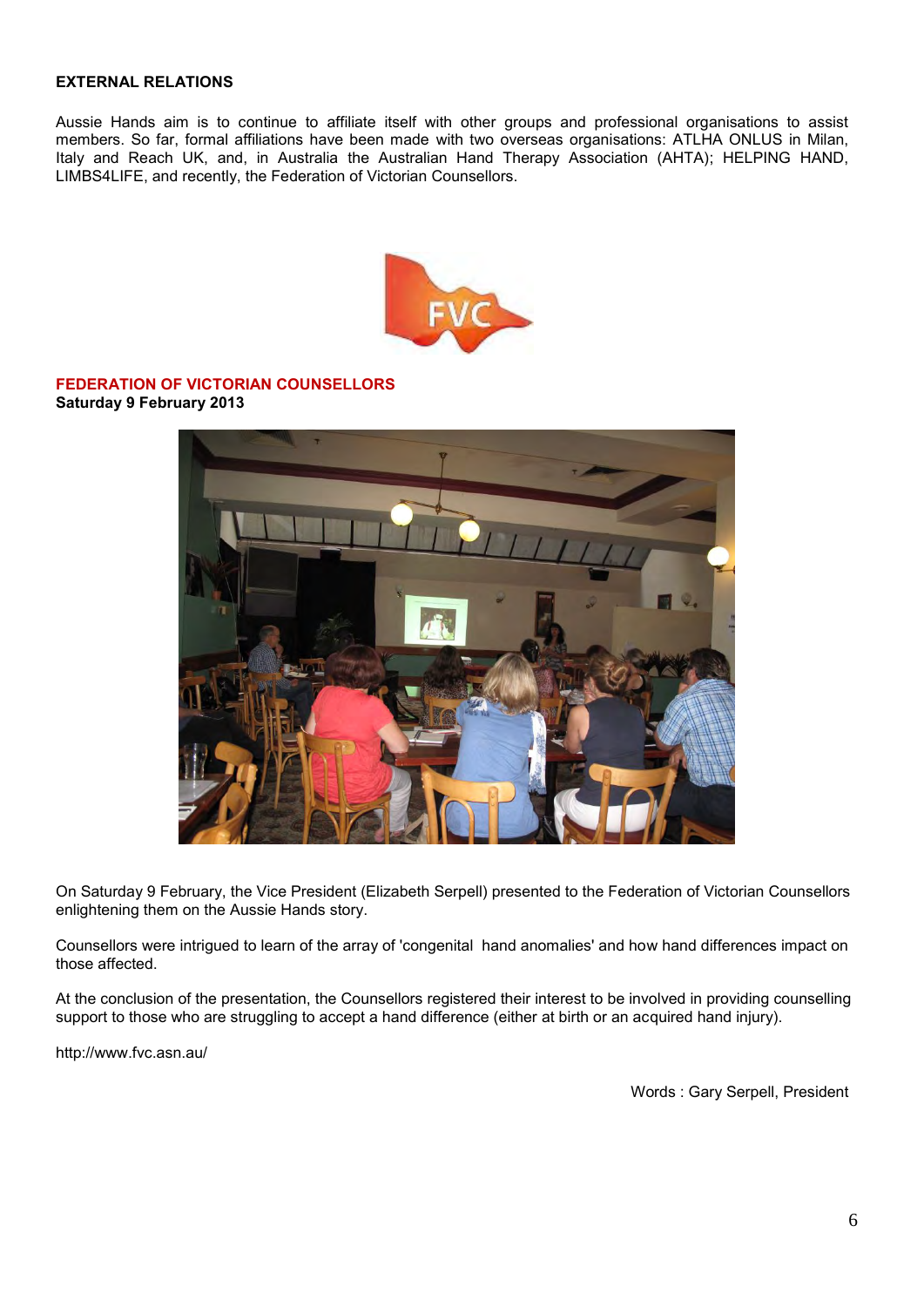**EXTERNAL RELATIONS**

Aussie Hands aim is to continue to affiliate itself with other groups and professional organisations to assist members. So far, formal affiliations have been made with two overseas organisations: ATLHA ONLUS in Milan, Italy and Reach UK, and, in Australia the Australian Hand Therapy Association (AHTA); HELPING HAND, LIMBS4LIFE, and recently, the Federation of Victorian Counsellors.

**FEDERATION OF VICTORIAN COUNSELLORS**
**Saturday 9 February 2013**

On Saturday 9 February, the Vice President (Elizabeth Serpell) presented to the Federation of Victorian Counsellors enlightening them on the Aussie Hands story.

Counsellors were intrigued to learn of the array of 'congenital hand anomalies' and how hand differences impact on those affected.

At the conclusion of the presentation, the Counsellors registered their interest to be involved in providing counselling support to those who are struggling to accept a hand difference (either at birth or an acquired hand injury).

http://www.fvc.asn.au/

Words : Gary Serpell, President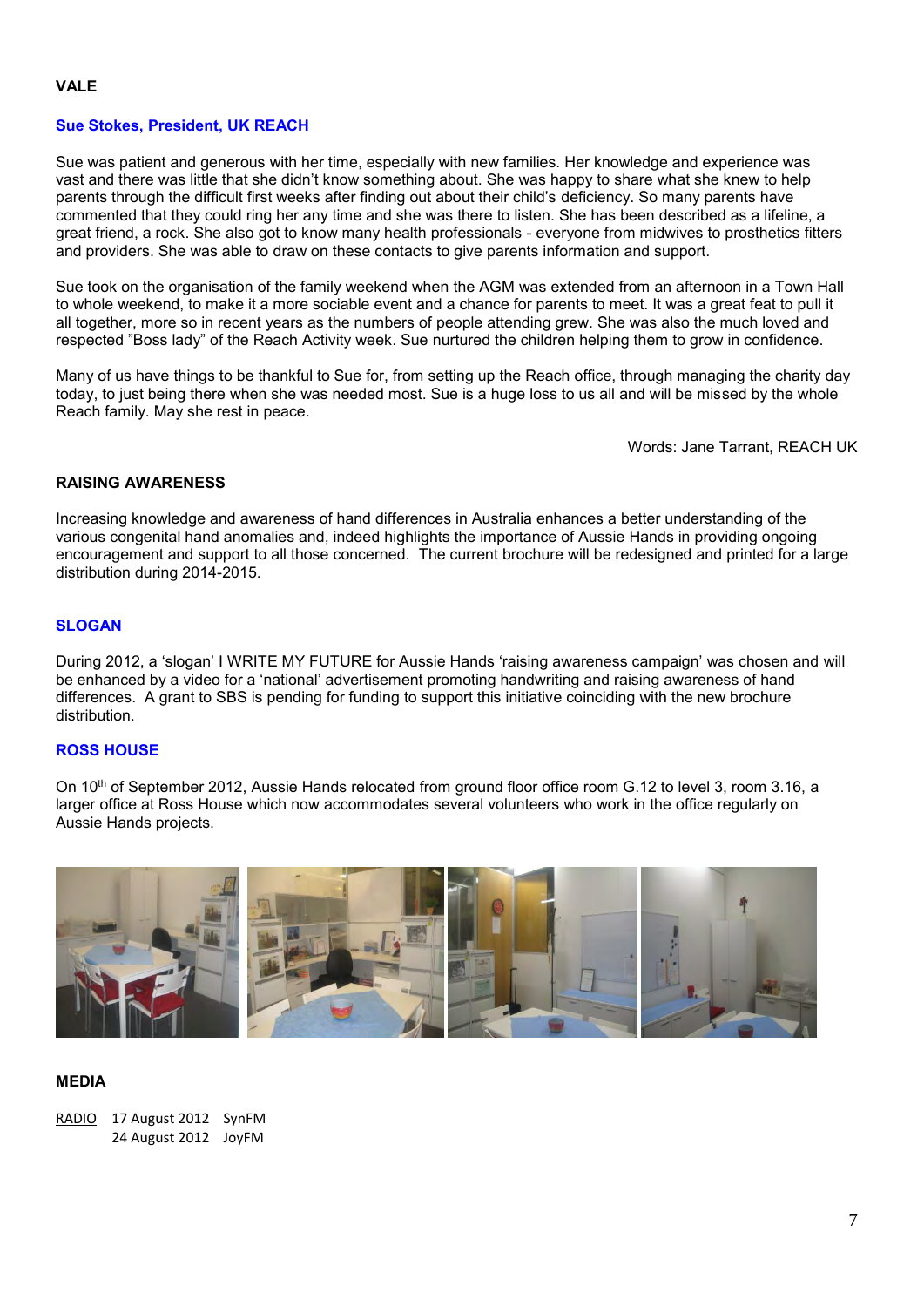## VALE

### Sue Stokes, President, UK REACH

Sue was patient and generous with her time, especially with new families. Her knowledge and experience was vast and there was little that she didn't know something about. She was happy to share what she knew to help parents through the difficult first weeks after finding out about their child's deficiency. So many parents have commented that they could ring her any time and she was there to listen. She has been described as a lifeline, a great friend, a rock. She also got to know many health professionals - everyone from midwives to prosthetics fitters and providers. She was able to draw on these contacts to give parents information and support.

Sue took on the organisation of the family weekend when the AGM was extended from an afternoon in a Town Hall to whole weekend, to make it a more sociable event and a chance for parents to meet. It was a great feat to pull it all together, more so in recent years as the numbers of people attending grew. She was also the much loved and respected "Boss lady" of the Reach Activity week. Sue nurtured the children helping them to grow in confidence.

Many of us have things to be thankful to Sue for, from setting up the Reach office, through managing the charity day today, to just being there when she was needed most. Sue is a huge loss to us all and will be missed by the whole Reach family. May she rest in peace.

Words: Jane Tarrant, REACH UK

## RAISING AWARENESS

Increasing knowledge and awareness of hand differences in Australia enhances a better understanding of the various congenital hand anomalies and, indeed highlights the importance of Aussie Hands in providing ongoing encouragement and support to all those concerned. The current brochure will be redesigned and printed for a large distribution during 2014-2015.

### SLOGAN

During 2012, a 'slogan' I WRITE MY FUTURE for Aussie Hands 'raising awareness campaign' was chosen and will be enhanced by a video for a 'national' advertisement promoting handwriting and raising awareness of hand differences. A grant to SBS is pending for funding to support this initiative coinciding with the new brochure distribution.

### ROSS HOUSE

On 10th of September 2012, Aussie Hands relocated from ground floor office room G.12 to level 3, room 3.16, a larger office at Ross House which now accommodates several volunteers who work in the office regularly on Aussie Hands projects.

## MEDIA

RADIO 17 August 2012 SynFM
24 August 2012 JoyFM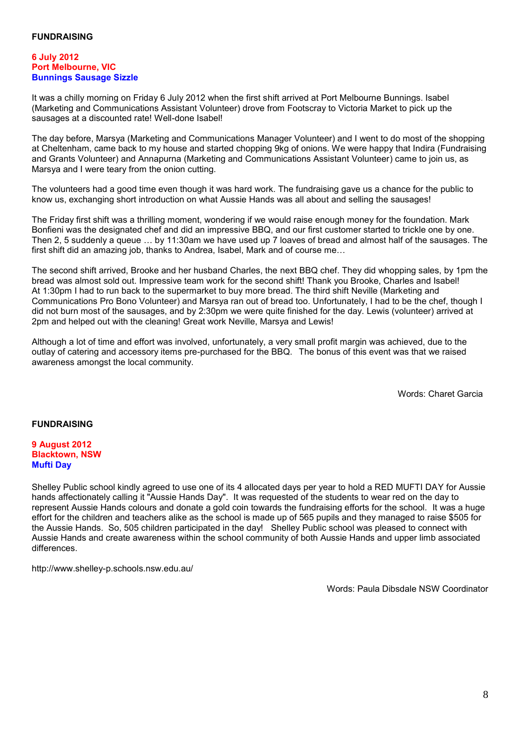## FUNDRAISING

**6 July 2012**
**Port Melbourne, VIC**
**Bunnings Sausage Sizzle**

It was a chilly morning on Friday 6 July 2012 when the first shift arrived at Port Melbourne Bunnings. Isabel (Marketing and Communications Assistant Volunteer) drove from Footscray to Victoria Market to pick up the sausages at a discounted rate! Well-done Isabel!

The day before, Marsya (Marketing and Communications Manager Volunteer) and I went to do most of the shopping at Cheltenham, came back to my house and started chopping 9kg of onions. We were happy that Indira (Fundraising and Grants Volunteer) and Annapurna (Marketing and Communications Assistant Volunteer) came to join us, as Marsya and I were teary from the onion cutting.

The volunteers had a good time even though it was hard work. The fundraising gave us a chance for the public to know us, exchanging short introduction on what Aussie Hands was all about and selling the sausages!

The Friday first shift was a thrilling moment, wondering if we would raise enough money for the foundation. Mark Bonfieni was the designated chef and did an impressive BBQ, and our first customer started to trickle one by one. Then 2, 5 suddenly a queue … by 11:30am we have used up 7 loaves of bread and almost half of the sausages. The first shift did an amazing job, thanks to Andrea, Isabel, Mark and of course me…

The second shift arrived, Brooke and her husband Charles, the next BBQ chef. They did whopping sales, by 1pm the bread was almost sold out. Impressive team work for the second shift! Thank you Brooke, Charles and Isabel! At 1:30pm I had to run back to the supermarket to buy more bread. The third shift Neville (Marketing and Communications Pro Bono Volunteer) and Marsya ran out of bread too. Unfortunately, I had to be the chef, though I did not burn most of the sausages, and by 2:30pm we were quite finished for the day. Lewis (volunteer) arrived at 2pm and helped out with the cleaning! Great work Neville, Marsya and Lewis!

Although a lot of time and effort was involved, unfortunately, a very small profit margin was achieved, due to the outlay of catering and accessory items pre-purchased for the BBQ. The bonus of this event was that we raised awareness amongst the local community.

Words: Charet Garcia

## FUNDRAISING

**9 August 2012**
**Blacktown, NSW**
**Mufti Day**

Shelley Public school kindly agreed to use one of its 4 allocated days per year to hold a RED MUFTI DAY for Aussie hands affectionately calling it "Aussie Hands Day". It was requested of the students to wear red on the day to represent Aussie Hands colours and donate a gold coin towards the fundraising efforts for the school. It was a huge effort for the children and teachers alike as the school is made up of 565 pupils and they managed to raise $505 for the Aussie Hands. So, 505 children participated in the day! Shelley Public school was pleased to connect with Aussie Hands and create awareness within the school community of both Aussie Hands and upper limb associated differences.

http://www.shelley-p.schools.nsw.edu.au/

Words: Paula Dibsdale NSW Coordinator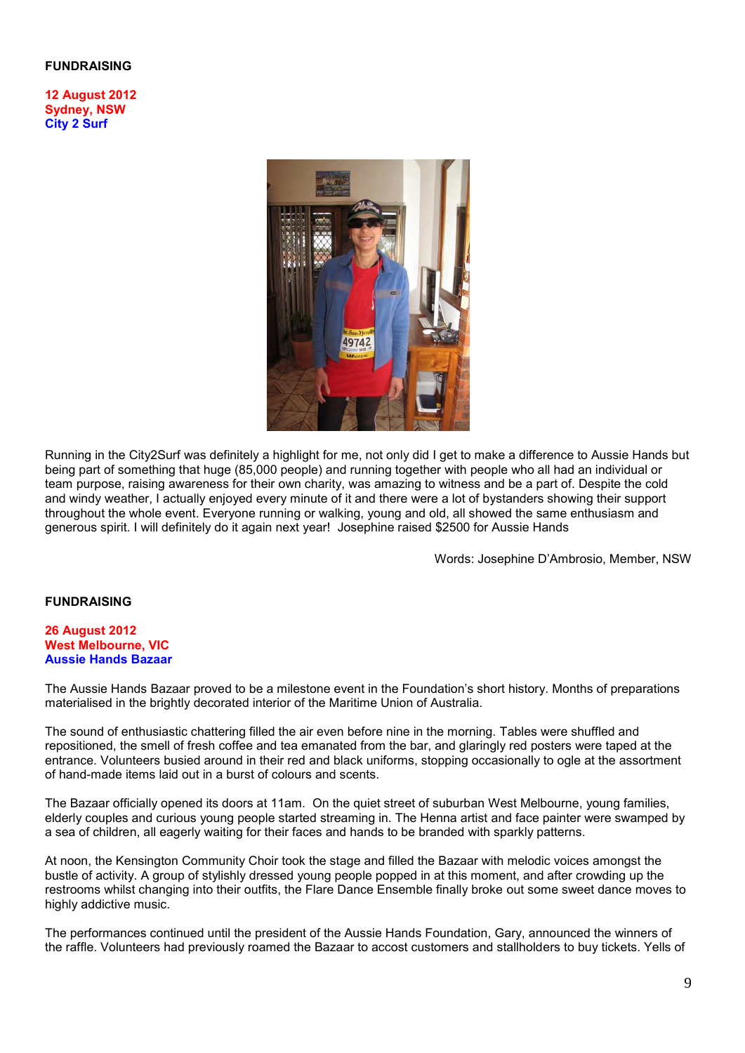**FUNDRAISING**

**12 August 2012**
**Sydney, NSW**
**City 2 Surf**

Running in the City2Surf was definitely a highlight for me, not only did I get to make a difference to Aussie Hands but being part of something that huge (85,000 people) and running together with people who all had an individual or team purpose, raising awareness for their own charity, was amazing to witness and be a part of. Despite the cold and windy weather, I actually enjoyed every minute of it and there were a lot of bystanders showing their support throughout the whole event. Everyone running or walking, young and old, all showed the same enthusiasm and generous spirit. I will definitely do it again next year! Josephine raised $2500 for Aussie Hands

Words: Josephine D'Ambrosio, Member, NSW

**FUNDRAISING**

**26 August 2012**
**West Melbourne, VIC**
**Aussie Hands Bazaar**

The Aussie Hands Bazaar proved to be a milestone event in the Foundation's short history. Months of preparations materialised in the brightly decorated interior of the Maritime Union of Australia.

The sound of enthusiastic chattering filled the air even before nine in the morning. Tables were shuffled and repositioned, the smell of fresh coffee and tea emanated from the bar, and glaringly red posters were taped at the entrance. Volunteers busied around in their red and black uniforms, stopping occasionally to ogle at the assortment of hand-made items laid out in a burst of colours and scents.

The Bazaar officially opened its doors at 11am. On the quiet street of suburban West Melbourne, young families, elderly couples and curious young people started streaming in. The Henna artist and face painter were swamped by a sea of children, all eagerly waiting for their faces and hands to be branded with sparkly patterns.

At noon, the Kensington Community Choir took the stage and filled the Bazaar with melodic voices amongst the bustle of activity. A group of stylishly dressed young people popped in at this moment, and after crowding up the restrooms whilst changing into their outfits, the Flare Dance Ensemble finally broke out some sweet dance moves to highly addictive music.

The performances continued until the president of the Aussie Hands Foundation, Gary, announced the winners of the raffle. Volunteers had previously roamed the Bazaar to accost customers and stallholders to buy tickets. Yells of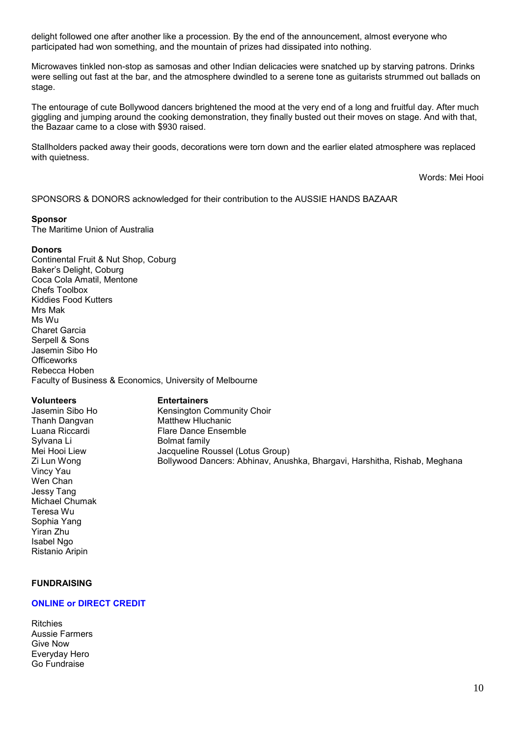delight followed one after another like a procession. By the end of the announcement, almost everyone who participated had won something, and the mountain of prizes had dissipated into nothing.

Microwaves tinkled non-stop as samosas and other Indian delicacies were snatched up by starving patrons. Drinks were selling out fast at the bar, and the atmosphere dwindled to a serene tone as guitarists strummed out ballads on stage.

The entourage of cute Bollywood dancers brightened the mood at the very end of a long and fruitful day. After much giggling and jumping around the cooking demonstration, they finally busted out their moves on stage. And with that, the Bazaar came to a close with $930 raised.

Stallholders packed away their goods, decorations were torn down and the earlier elated atmosphere was replaced with quietness.

Words: Mei Hooi

SPONSORS & DONORS acknowledged for their contribution to the AUSSIE HANDS BAZAAR

**Sponsor**
The Maritime Union of Australia

**Donors**
Continental Fruit & Nut Shop, Coburg
Baker's Delight, Coburg
Coca Cola Amatil, Mentone
Chefs Toolbox
Kiddies Food Kutters
Mrs Mak
Ms Wu
Charet Garcia
Serpell & Sons
Jasemin Sibo Ho
Officeworks
Rebecca Hoben
Faculty of Business & Economics, University of Melbourne

**Volunteers**
Jasemin Sibo Ho
Thanh Dangvan
Luana Riccardi
Sylvana Li
Mei Hooi Liew
Zi Lun Wong
Vincy Yau
Wen Chan
Jessy Tang
Michael Chumak
Teresa Wu
Sophia Yang
Yiran Zhu
Isabel Ngo
Ristanio Aripin

**Entertainers**
Kensington Community Choir
Matthew Hluchanic
Flare Dance Ensemble
Bolmat family
Jacqueline Roussel (Lotus Group)
Bollywood Dancers: Abhinav, Anushka, Bhargavi, Harshitha, Rishab, Meghana

**FUNDRAISING**

**ONLINE or DIRECT CREDIT**

Ritchies
Aussie Farmers
Give Now
Everyday Hero
Go Fundraise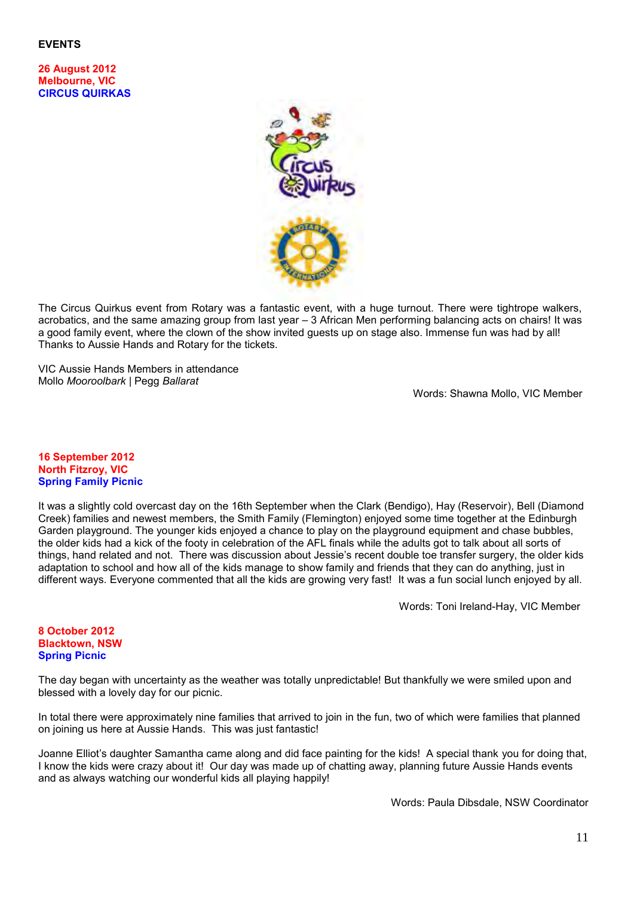## EVENTS

**26 August 2012**
**Melbourne, VIC**
**CIRCUS QUIRKAS**

The Circus Quirkus event from Rotary was a fantastic event, with a huge turnout. There were tightrope walkers, acrobatics, and the same amazing group from last year – 3 African Men performing balancing acts on chairs! It was a good family event, where the clown of the show invited guests up on stage also. Immense fun was had by all! Thanks to Aussie Hands and Rotary for the tickets.

VIC Aussie Hands Members in attendance
Mollo *Mooroolbark* | Pegg *Ballarat*

Words: Shawna Mollo, VIC Member

**16 September 2012**
**North Fitzroy, VIC**
**Spring Family Picnic**

It was a slightly cold overcast day on the 16th September when the Clark (Bendigo), Hay (Reservoir), Bell (Diamond Creek) families and newest members, the Smith Family (Flemington) enjoyed some time together at the Edinburgh Garden playground. The younger kids enjoyed a chance to play on the playground equipment and chase bubbles, the older kids had a kick of the footy in celebration of the AFL finals while the adults got to talk about all sorts of things, hand related and not. There was discussion about Jessie's recent double toe transfer surgery, the older kids adaptation to school and how all of the kids manage to show family and friends that they can do anything, just in different ways. Everyone commented that all the kids are growing very fast! It was a fun social lunch enjoyed by all.

Words: Toni Ireland-Hay, VIC Member

**8 October 2012**
**Blacktown, NSW**
**Spring Picnic**

The day began with uncertainty as the weather was totally unpredictable! But thankfully we were smiled upon and blessed with a lovely day for our picnic.

In total there were approximately nine families that arrived to join in the fun, two of which were families that planned on joining us here at Aussie Hands. This was just fantastic!

Joanne Elliot's daughter Samantha came along and did face painting for the kids! A special thank you for doing that, I know the kids were crazy about it! Our day was made up of chatting away, planning future Aussie Hands events and as always watching our wonderful kids all playing happily!

Words: Paula Dibsdale, NSW Coordinator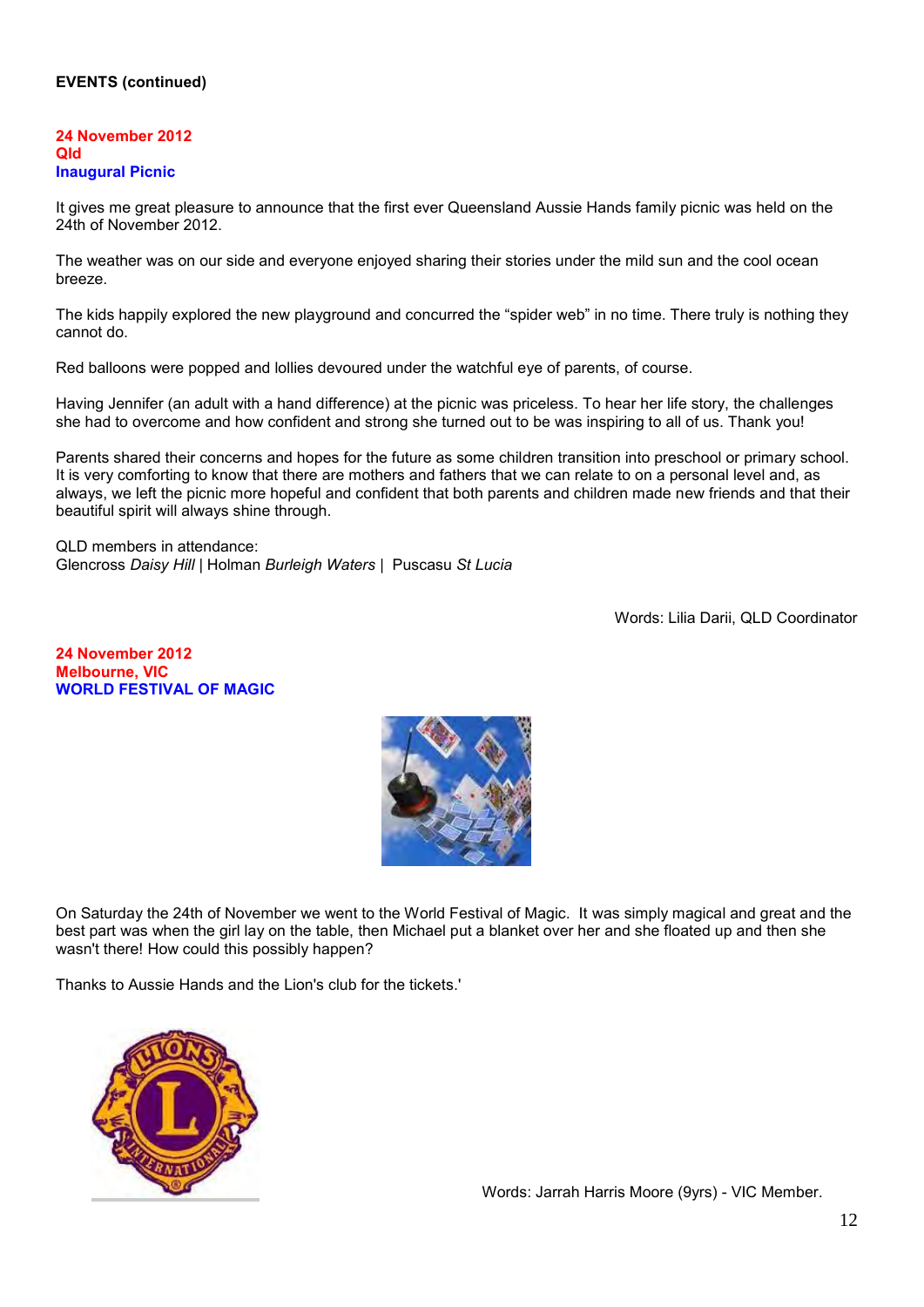**EVENTS (continued)**

**24 November 2012**
**Qld**
**Inaugural Picnic**

It gives me great pleasure to announce that the first ever Queensland Aussie Hands family picnic was held on the 24th of November 2012.

The weather was on our side and everyone enjoyed sharing their stories under the mild sun and the cool ocean breeze.

The kids happily explored the new playground and concurred the "spider web" in no time. There truly is nothing they cannot do.

Red balloons were popped and lollies devoured under the watchful eye of parents, of course.

Having Jennifer (an adult with a hand difference) at the picnic was priceless. To hear her life story, the challenges she had to overcome and how confident and strong she turned out to be was inspiring to all of us. Thank you!

Parents shared their concerns and hopes for the future as some children transition into preschool or primary school. It is very comforting to know that there are mothers and fathers that we can relate to on a personal level and, as always, we left the picnic more hopeful and confident that both parents and children made new friends and that their beautiful spirit will always shine through.

QLD members in attendance:
Glencross *Daisy Hill* | Holman *Burleigh Waters* | Puscasu *St Lucia*

Words: Lilia Darii, QLD Coordinator

**24 November 2012**
**Melbourne, VIC**
**WORLD FESTIVAL OF MAGIC**

On Saturday the 24th of November we went to the World Festival of Magic. It was simply magical and great and the best part was when the girl lay on the table, then Michael put a blanket over her and she floated up and then she wasn't there! How could this possibly happen?

Thanks to Aussie Hands and the Lion's club for the tickets.'

Words: Jarrah Harris Moore (9yrs) - VIC Member.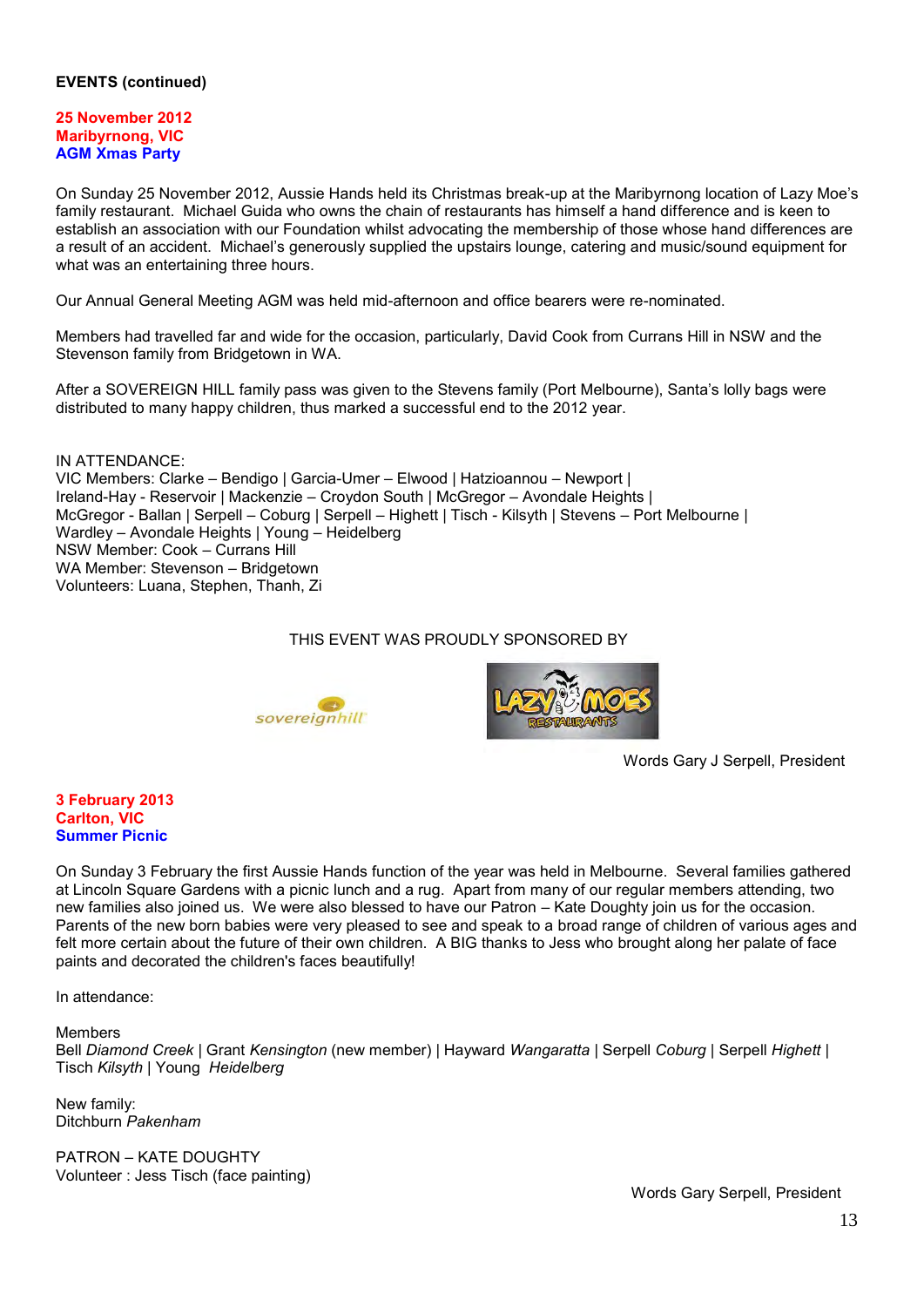**EVENTS (continued)**

**25 November 2012**
**Maribyrnong, VIC**
**AGM Xmas Party**

On Sunday 25 November 2012, Aussie Hands held its Christmas break-up at the Maribyrnong location of Lazy Moe's family restaurant. Michael Guida who owns the chain of restaurants has himself a hand difference and is keen to establish an association with our Foundation whilst advocating the membership of those whose hand differences are a result of an accident. Michael's generously supplied the upstairs lounge, catering and music/sound equipment for what was an entertaining three hours.

Our Annual General Meeting AGM was held mid-afternoon and office bearers were re-nominated.

Members had travelled far and wide for the occasion, particularly, David Cook from Currans Hill in NSW and the Stevenson family from Bridgetown in WA.

After a SOVEREIGN HILL family pass was given to the Stevens family (Port Melbourne), Santa's lolly bags were distributed to many happy children, thus marked a successful end to the 2012 year.

IN ATTENDANCE:
VIC Members: Clarke – Bendigo | Garcia-Umer – Elwood | Hatzioannou – Newport | Ireland-Hay - Reservoir | Mackenzie – Croydon South | McGregor – Avondale Heights | McGregor - Ballan | Serpell – Coburg | Serpell – Hightt | Tisch - Kilsyth | Stevens – Port Melbourne | Wardley – Avondale Heights | Young – Heidelberg
NSW Member: Cook – Currans Hill
WA Member: Stevenson – Bridgetown
Volunteers: Luana, Stephen, Thanh, Zi

THIS EVENT WAS PROUDLY SPONSORED BY

sovereignhill

LAZY MOES RESTAURANTS

Words Gary J Serpell, President

**3 February 2013**
**Carlton, VIC**
**Summer Picnic**

On Sunday 3 February the first Aussie Hands function of the year was held in Melbourne. Several families gathered at Lincoln Square Gardens with a picnic lunch and a rug. Apart from many of our regular members attending, two new families also joined us. We were also blessed to have our Patron – Kate Doughty join us for the occasion. Parents of the new born babies were very pleased to see and speak to a broad range of children of various ages and felt more certain about the future of their own children. A BIG thanks to Jess who brought along her palate of face paints and decorated the children's faces beautifully!

In attendance:

Members
Bell *Diamond Creek* | Grant *Kensington* (new member) | Hayward *Wangaratta* | Serpell *Coburg* | Serpell *Highett* | Tisch *Kilsyth* | Young *Heidelberg*

New family:
Ditchburn *Pakenham*

PATRON – KATE DOUGHTY
Volunteer : Jess Tisch (face painting)

Words Gary Serpell, President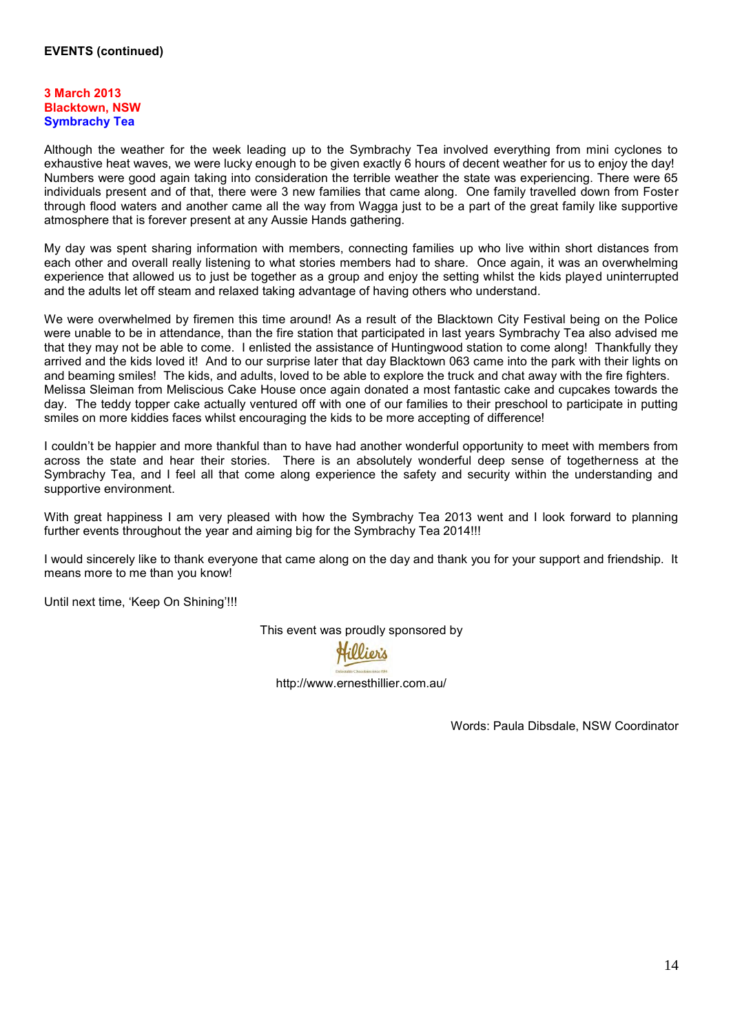**EVENTS (continued)**

**3 March 2013**
**Blacktown, NSW**
**Symbrachy Tea**

Although the weather for the week leading up to the Symbrachy Tea involved everything from mini cyclones to exhaustive heat waves, we were lucky enough to be given exactly 6 hours of decent weather for us to enjoy the day! Numbers were good again taking into consideration the terrible weather the state was experiencing. There were 65 individuals present and of that, there were 3 new families that came along. One family travelled down from Foster through flood waters and another came all the way from Wagga just to be a part of the great family like supportive atmosphere that is forever present at any Aussie Hands gathering.

My day was spent sharing information with members, connecting families up who live within short distances from each other and overall really listening to what stories members had to share. Once again, it was an overwhelming experience that allowed us to just be together as a group and enjoy the setting whilst the kids played uninterrupted and the adults let off steam and relaxed taking advantage of having others who understand.

We were overwhelmed by firemen this time around! As a result of the Blacktown City Festival being on the Police were unable to be in attendance, than the fire station that participated in last years Symbrachy Tea also advised me that they may not be able to come. I enlisted the assistance of Huntingwood station to come along! Thankfully they arrived and the kids loved it! And to our surprise later that day Blacktown 063 came into the park with their lights on and beaming smiles! The kids, and adults, loved to be able to explore the truck and chat away with the fire fighters. Melissa Sleiman from Meliscious Cake House once again donated a most fantastic cake and cupcakes towards the day. The teddy topper cake actually ventured off with one of our families to their preschool to participate in putting smiles on more kiddies faces whilst encouraging the kids to be more accepting of difference!

I couldn't be happier and more thankful than to have had another wonderful opportunity to meet with members from across the state and hear their stories. There is an absolutely wonderful deep sense of togetherness at the Symbrachy Tea, and I feel all that come along experience the safety and security within the understanding and supportive environment.

With great happiness I am very pleased with how the Symbrachy Tea 2013 went and I look forward to planning further events throughout the year and aiming big for the Symbrachy Tea 2014!!!

I would sincerely like to thank everyone that came along on the day and thank you for your support and friendship. It means more to me than you know!

Until next time, 'Keep On Shining'!!!

This event was proudly sponsored by

Hillier's

http://www.ernesthillier.com.au/

Words: Paula Dibsdale, NSW Coordinator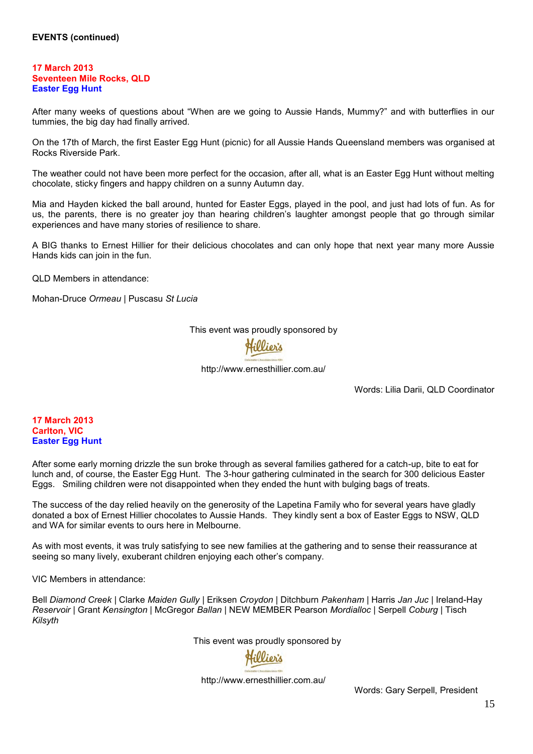**EVENTS (continued)**

**17 March 2013**
**Seventeen Mile Rocks, QLD**
**Easter Egg Hunt**

After many weeks of questions about "When are we going to Aussie Hands, Mummy?" and with butterflies in our tummies, the big day had finally arrived.

On the 17th of March, the first Easter Egg Hunt (picnic) for all Aussie Hands Queensland members was organised at Rocks Riverside Park.

The weather could not have been more perfect for the occasion, after all, what is an Easter Egg Hunt without melting chocolate, sticky fingers and happy children on a sunny Autumn day.

Mia and Hayden kicked the ball around, hunted for Easter Eggs, played in the pool, and just had lots of fun. As for us, the parents, there is no greater joy than hearing children's laughter amongst people that go through similar experiences and have many stories of resilience to share.

A BIG thanks to Ernest Hillier for their delicious chocolates and can only hope that next year many more Aussie Hands kids can join in the fun.

QLD Members in attendance:

Mohan-Druce *Ormeau* | Puscasu *St Lucia*

This event was proudly sponsored by

Hillier's

http://www.ernesthillier.com.au/

Words: Lilia Darii, QLD Coordinator

**17 March 2013**
**Carlton, VIC**
**Easter Egg Hunt**

After some early morning drizzle the sun broke through as several families gathered for a catch-up, bite to eat for lunch and, of course, the Easter Egg Hunt. The 3-hour gathering culminated in the search for 300 delicious Easter Eggs. Smiling children were not disappointed when they ended the hunt with bulging bags of treats.

The success of the day relied heavily on the generosity of the Lapetina Family who for several years have gladly donated a box of Ernest Hillier chocolates to Aussie Hands. They kindly sent a box of Easter Eggs to NSW, QLD and WA for similar events to ours here in Melbourne.

As with most events, it was truly satisfying to see new families at the gathering and to sense their reassurance at seeing so many lively, exuberant children enjoying each other's company.

VIC Members in attendance:

Bell *Diamond Creek* | Clarke *Maiden Gully* | Eriksen *Croydon* | Ditchburn *Pakenham* | Harris *Jan Juc* | Ireland-Hay *Reservoir* | Grant *Kensington* | McGregor *Ballan* | NEW MEMBER Pearson *Mordialloc* | Serpell *Coburg* | Tisch *Kilsyth*

This event was proudly sponsored by

Hillier's

http://www.ernesthillier.com.au/

Words: Gary Serpell, President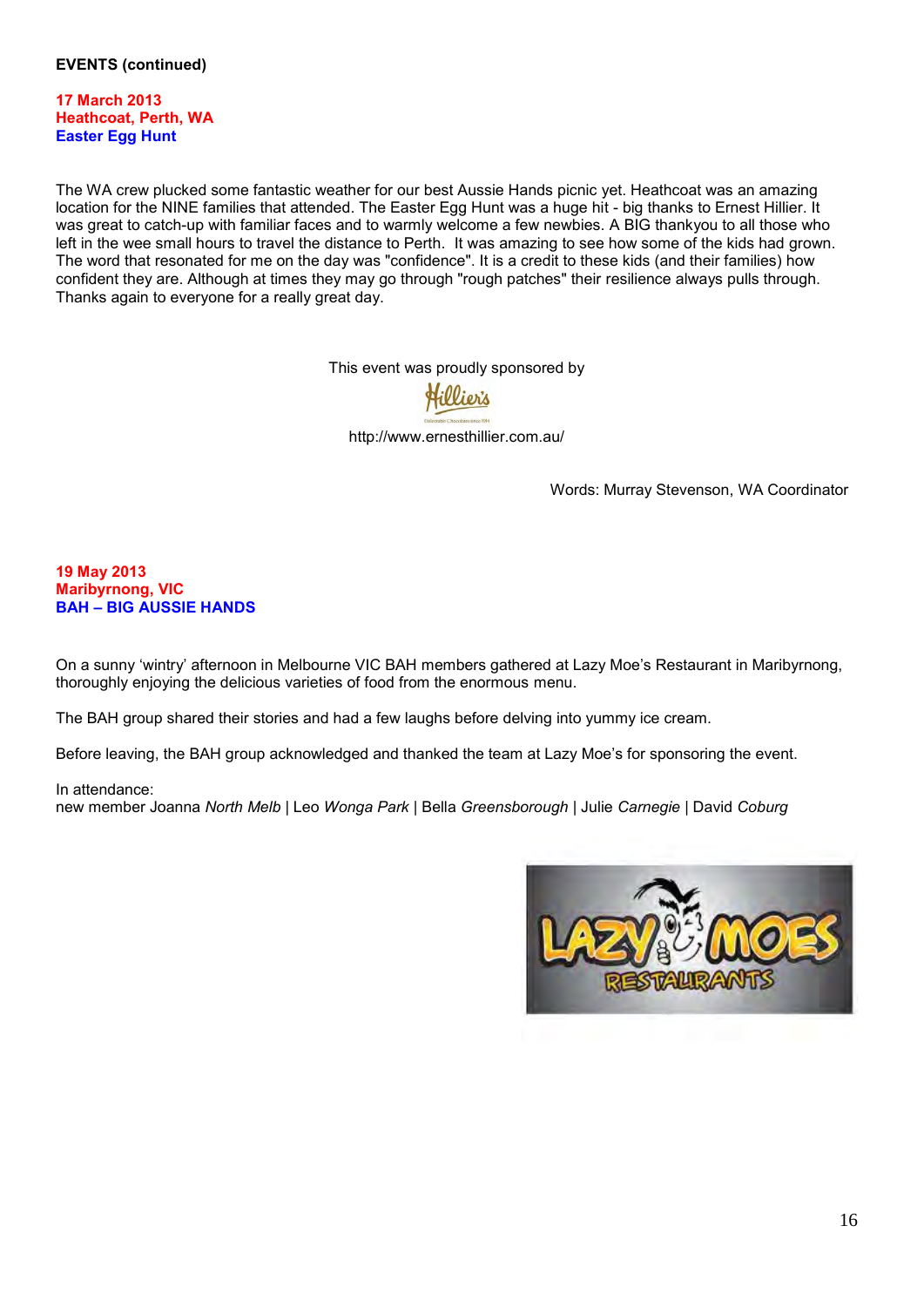**EVENTS (continued)**

**17 March 2013**
**Heathcoat, Perth, WA**
**Easter Egg Hunt**

The WA crew plucked some fantastic weather for our best Aussie Hands picnic yet. Heathcoat was an amazing location for the NINE families that attended. The Easter Egg Hunt was a huge hit - big thanks to Ernest Hillier. It was great to catch-up with familiar faces and to warmly welcome a few newbies. A BIG thankyou to all those who left in the wee small hours to travel the distance to Perth. It was amazing to see how some of the kids had grown. The word that resonated for me on the day was "confidence". It is a credit to these kids (and their families) how confident they are. Although at times they may go through "rough patches" their resilience always pulls through. Thanks again to everyone for a really great day.

This event was proudly sponsored by

Hillier's

http://www.ernesthillier.com.au/

Words: Murray Stevenson, WA Coordinator

**19 May 2013**
**Maribyrnong, VIC**
**BAH – BIG AUSSIE HANDS**

On a sunny 'wintry' afternoon in Melbourne VIC BAH members gathered at Lazy Moe's Restaurant in Maribyrnong, thoroughly enjoying the delicious varieties of food from the enormous menu.

The BAH group shared their stories and had a few laughs before delving into yummy ice cream.

Before leaving, the BAH group acknowledged and thanked the team at Lazy Moe's for sponsoring the event.

In attendance:
new member Joanna *North Melb* | Leo *Wonga Park* | Bella *Greensborough* | Julie *Carnegie* | David *Coburg*

LAZY MOES RESTAURANTS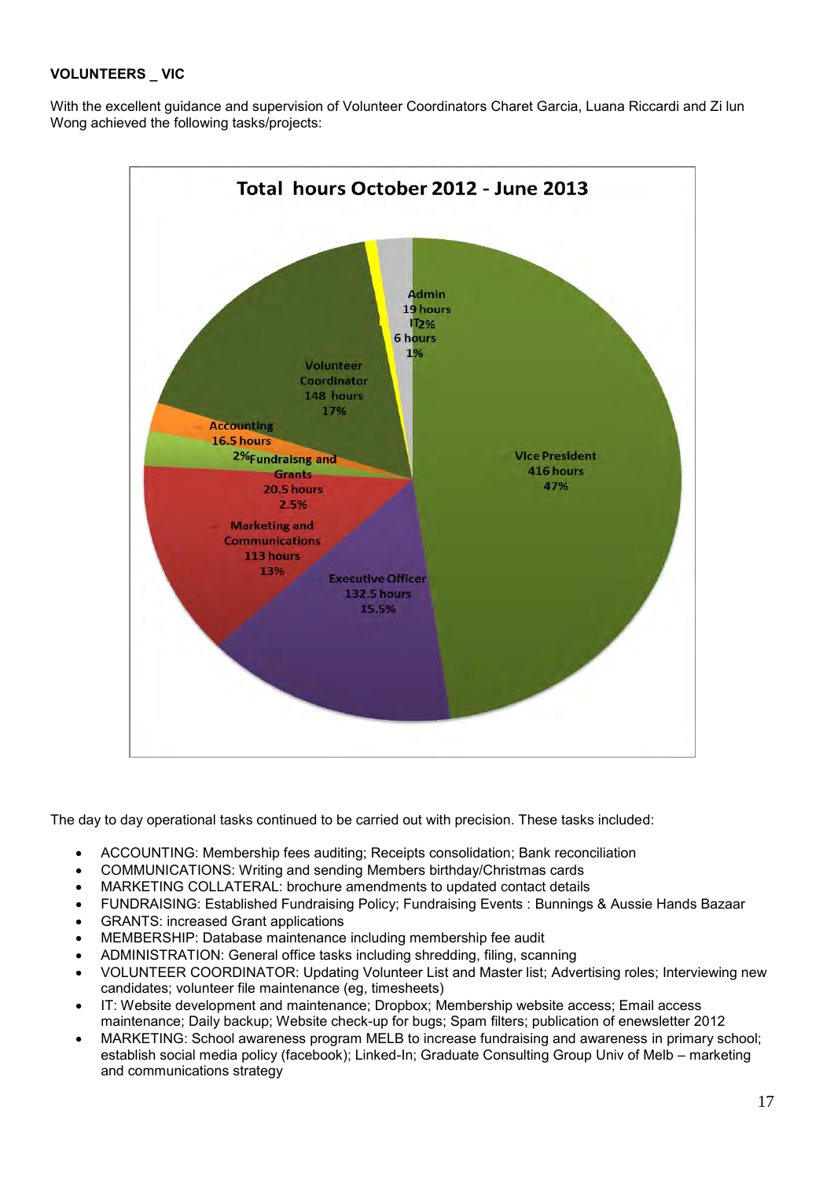**VOLUNTEERS _ VIC**

With the excellent guidance and supervision of Volunteer Coordinators Charet Garcia, Luana Riccardi and Zi lun Wong achieved the following tasks/projects:

**Total hours October 2012 - June 2013**

| Category | Hours | Percentage |
|---|---|---|
| Vice President | 416 hours | 47% |
| Executive Officer | 132.5 hours | 15.5% |
| Marketing and Communications | 113 hours | 13% |
| Fundraisng and Grants | 20.5 hours | 2.5% |
| Accounting | 16.5 hours | 2% |
| Volunteer Coordinator | 148 hours | 17% |
| IT | 6 hours | 1% |
| Admin | 19 hours | 2% |

The day to day operational tasks continued to be carried out with precision. These tasks included:

- ACCOUNTING: Membership fees auditing; Receipts consolidation; Bank reconciliation
- COMMUNICATIONS: Writing and sending Members birthday/Christmas cards
- MARKETING COLLATERAL: brochure amendments to updated contact details
- FUNDRAISING: Established Fundraising Policy; Fundraising Events : Bunnings & Aussie Hands Bazaar
- GRANTS: increased Grant applications
- MEMBERSHIP: Database maintenance including membership fee audit
- ADMINISTRATION: General office tasks including shredding, filing, scanning
- VOLUNTEER COORDINATOR: Updating Volunteer List and Master list; Advertising roles; Interviewing new candidates; volunteer file maintenance (eg, timesheets)
- IT: Website development and maintenance; Dropbox; Membership website access; Email access maintenance; Daily backup; Website check-up for bugs; Spam filters; publication of enewsletter 2012
- MARKETING: School awareness program MELB to increase fundraising and awareness in primary school; establish social media policy (facebook); Linked-In; Graduate Consulting Group Univ of Melb – marketing and communications strategy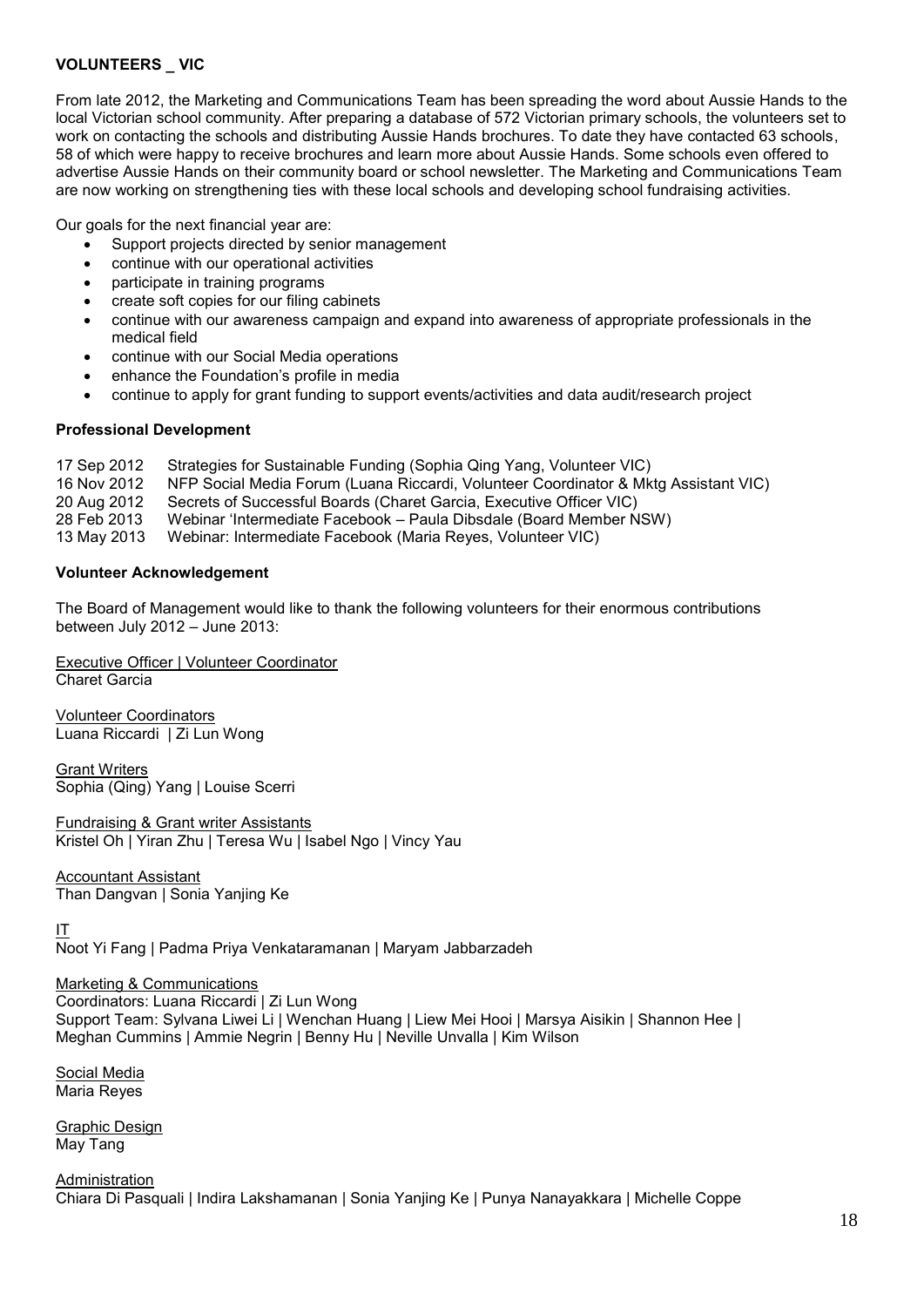**VOLUNTEERS _ VIC**

From late 2012, the Marketing and Communications Team has been spreading the word about Aussie Hands to the local Victorian school community. After preparing a database of 572 Victorian primary schools, the volunteers set to work on contacting the schools and distributing Aussie Hands brochures. To date they have contacted 63 schools, 58 of which were happy to receive brochures and learn more about Aussie Hands. Some schools even offered to advertise Aussie Hands on their community board or school newsletter. The Marketing and Communications Team are now working on strengthening ties with these local schools and developing school fundraising activities.

Our goals for the next financial year are:

- Support projects directed by senior management
- continue with our operational activities
- participate in training programs
- create soft copies for our filing cabinets
- continue with our awareness campaign and expand into awareness of appropriate professionals in the medical field
- continue with our Social Media operations
- enhance the Foundation's profile in media
- continue to apply for grant funding to support events/activities and data audit/research project

**Professional Development**

17 Sep 2012 Strategies for Sustainable Funding (Sophia Qing Yang, Volunteer VIC)
16 Nov 2012 NFP Social Media Forum (Luana Riccardi, Volunteer Coordinator & Mktg Assistant VIC)
20 Aug 2012 Secrets of Successful Boards (Charet Garcia, Executive Officer VIC)
28 Feb 2013 Webinar 'Intermediate Facebook – Paula Dibsdale (Board Member NSW)
13 May 2013 Webinar: Intermediate Facebook (Maria Reyes, Volunteer VIC)

**Volunteer Acknowledgement**

The Board of Management would like to thank the following volunteers for their enormous contributions between July 2012 – June 2013:

<u>Executive Officer | Volunteer Coordinator</u>
Charet Garcia

<u>Volunteer Coordinators</u>
Luana Riccardi | Zi Lun Wong

<u>Grant Writers</u>
Sophia (Qing) Yang | Louise Scerri

<u>Fundraising & Grant writer Assistants</u>
Kristel Oh | Yiran Zhu | Teresa Wu | Isabel Ngo | Vincy Yau

<u>Accountant Assistant</u>
Than Dangvan | Sonia Yanjing Ke

<u>IT</u>
Noot Yi Fang | Padma Priya Venkataramanan | Maryam Jabbarzadeh

<u>Marketing & Communications</u>
Coordinators: Luana Riccardi | Zi Lun Wong
Support Team: Sylvana Liwei Li | Wenchan Huang | Liew Mei Hooi | Marsya Aisikin | Shannon Hee | Meghan Cummins | Ammie Negrin | Benny Hu | Neville Unvalla | Kim Wilson

<u>Social Media</u>
Maria Reyes

<u>Graphic Design</u>
May Tang

<u>Administration</u>
Chiara Di Pasquali | Indira Lakshamanan | Sonia Yanjing Ke | Punya Nanayakkara | Michelle Coppe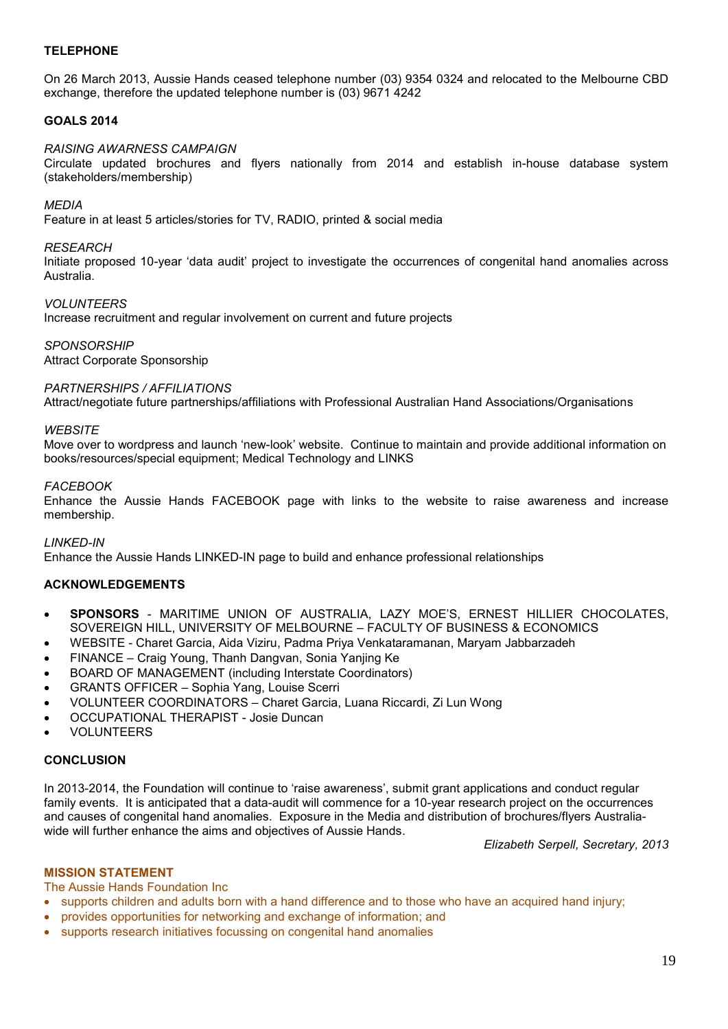**TELEPHONE**

On 26 March 2013, Aussie Hands ceased telephone number (03) 9354 0324 and relocated to the Melbourne CBD exchange, therefore the updated telephone number is (03) 9671 4242

**GOALS 2014**

*RAISING AWARNESS CAMPAIGN*
Circulate updated brochures and flyers nationally from 2014 and establish in-house database system (stakeholders/membership)

*MEDIA*
Feature in at least 5 articles/stories for TV, RADIO, printed & social media

*RESEARCH*
Initiate proposed 10-year 'data audit' project to investigate the occurrences of congenital hand anomalies across Australia.

*VOLUNTEERS*
Increase recruitment and regular involvement on current and future projects

*SPONSORSHIP*
Attract Corporate Sponsorship

*PARTNERSHIPS / AFFILIATIONS*
Attract/negotiate future partnerships/affiliations with Professional Australian Hand Associations/Organisations

*WEBSITE*
Move over to wordpress and launch 'new-look' website. Continue to maintain and provide additional information on books/resources/special equipment; Medical Technology and LINKS

*FACEBOOK*
Enhance the Aussie Hands FACEBOOK page with links to the website to raise awareness and increase membership.

*LINKED-IN*
Enhance the Aussie Hands LINKED-IN page to build and enhance professional relationships

**ACKNOWLEDGEMENTS**

- **SPONSORS** - MARITIME UNION OF AUSTRALIA, LAZY MOE'S, ERNEST HILLIER CHOCOLATES, SOVEREIGN HILL, UNIVERSITY OF MELBOURNE – FACULTY OF BUSINESS & ECONOMICS
- WEBSITE - Charet Garcia, Aida Viziru, Padma Priya Venkataramanan, Maryam Jabbarzadeh
- FINANCE – Craig Young, Thanh Dangvan, Sonia Yanjing Ke
- BOARD OF MANAGEMENT (including Interstate Coordinators)
- GRANTS OFFICER – Sophia Yang, Louise Scerri
- VOLUNTEER COORDINATORS – Charet Garcia, Luana Riccardi, Zi Lun Wong
- OCCUPATIONAL THERAPIST - Josie Duncan
- VOLUNTEERS

**CONCLUSION**

In 2013-2014, the Foundation will continue to 'raise awareness', submit grant applications and conduct regular family events. It is anticipated that a data-audit will commence for a 10-year research project on the occurrences and causes of congenital hand anomalies. Exposure in the Media and distribution of brochures/flyers Australia-wide will further enhance the aims and objectives of Aussie Hands.

*Elizabeth Serpell, Secretary, 2013*

**MISSION STATEMENT**

The Aussie Hands Foundation Inc

- supports children and adults born with a hand difference and to those who have an acquired hand injury;
- provides opportunities for networking and exchange of information; and
- supports research initiatives focussing on congenital hand anomalies